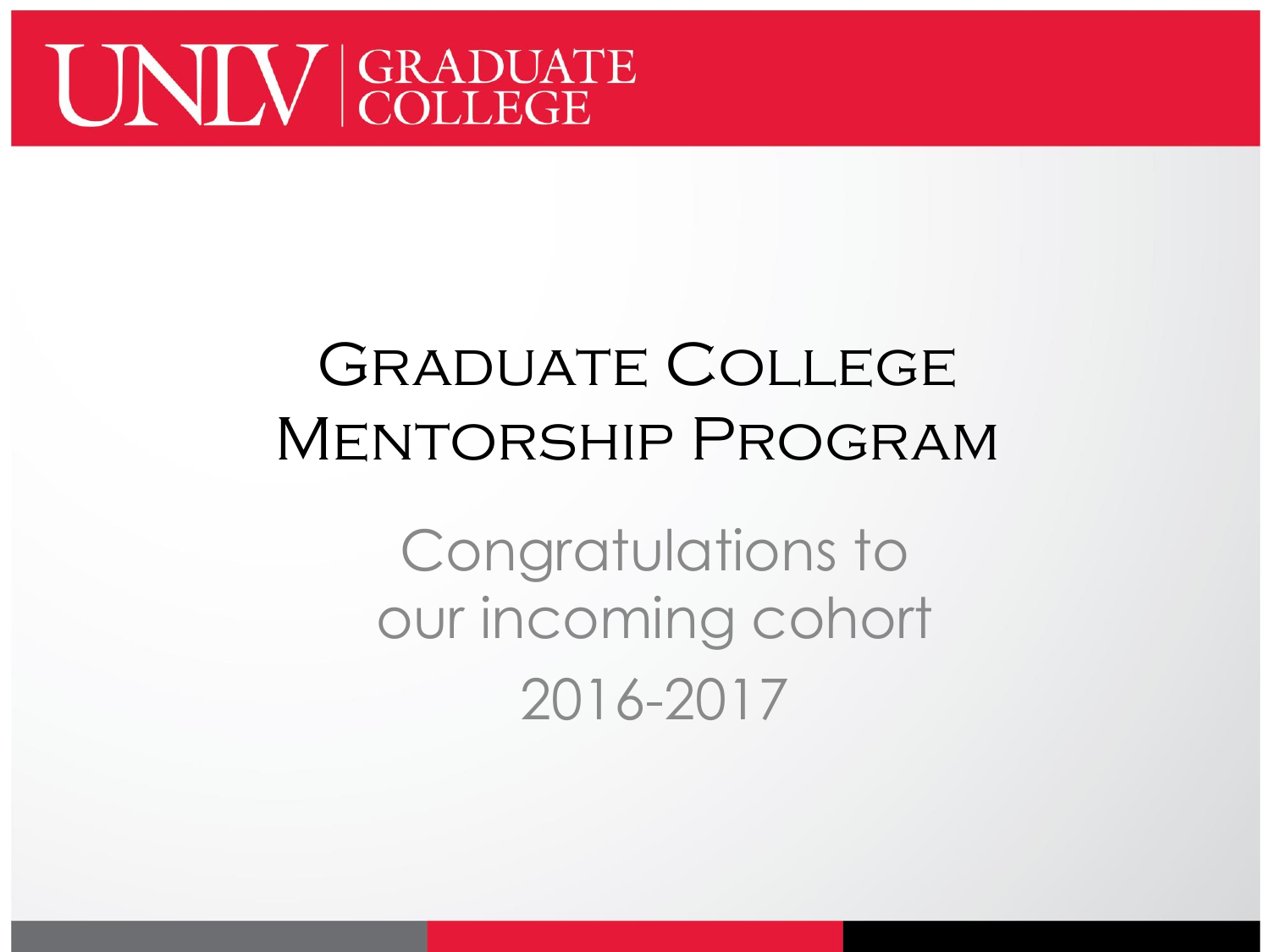UNLV | GRADUATE COLLEGE

# Graduate College Mentorship Program

Congratulations to our incoming cohort

2016-2017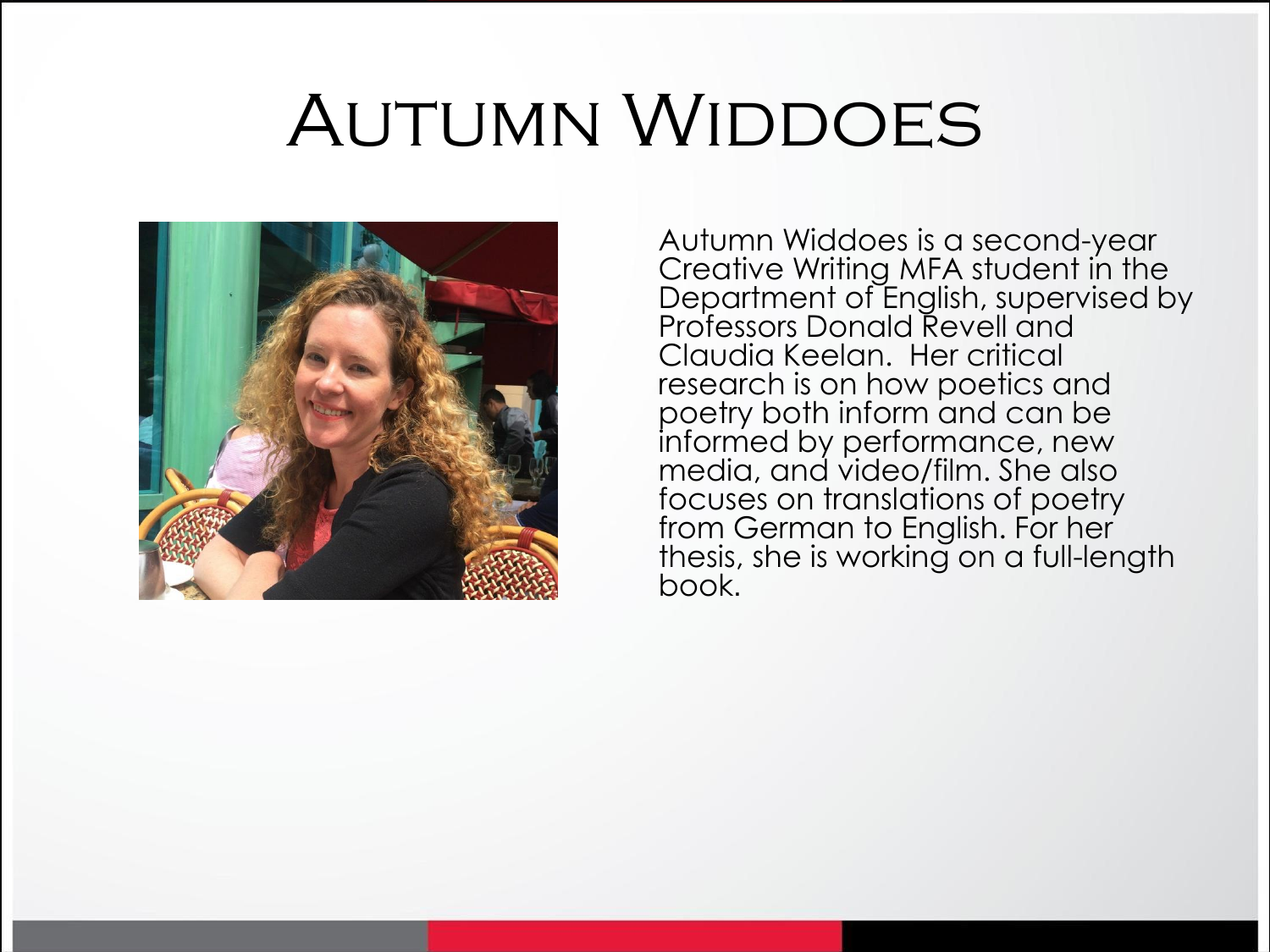# Autumn Widdoes

Autumn Widdoes is a second-year Creative Writing MFA student in the Department of English, supervised by Professors Donald Revell and Claudia Keelan. Her critical research is on how poetics and poetry both inform and can be informed by performance, new media, and video/film. She also focuses on translations of poetry from German to English. For her thesis, she is working on a full-length book.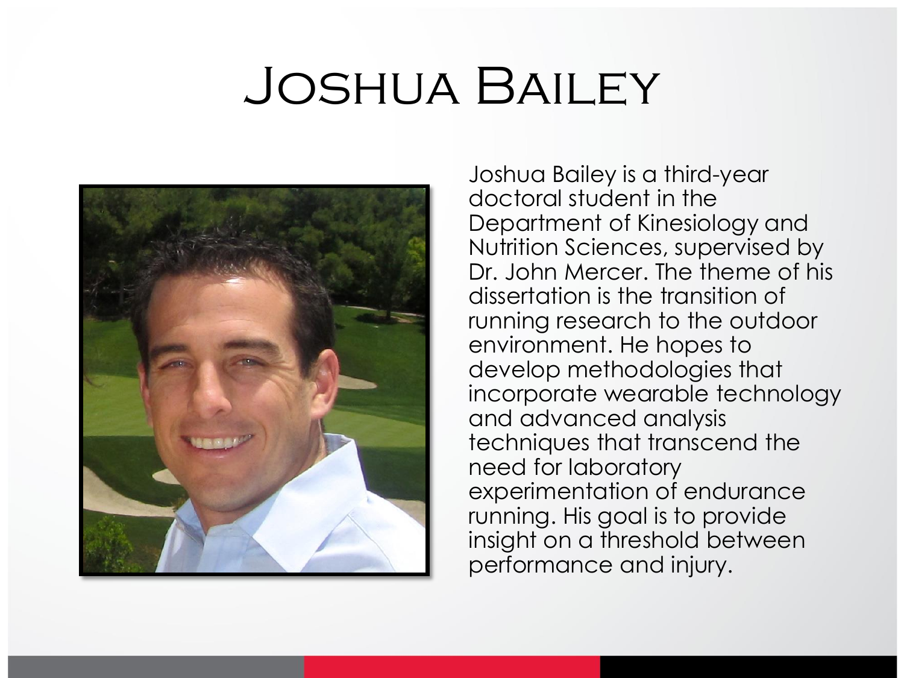# Joshua Bailey

Joshua Bailey is a third-year doctoral student in the Department of Kinesiology and Nutrition Sciences, supervised by Dr. John Mercer. The theme of his dissertation is the transition of running research to the outdoor environment. He hopes to develop methodologies that incorporate wearable technology and advanced analysis techniques that transcend the need for laboratory experimentation of endurance running. His goal is to provide insight on a threshold between performance and injury.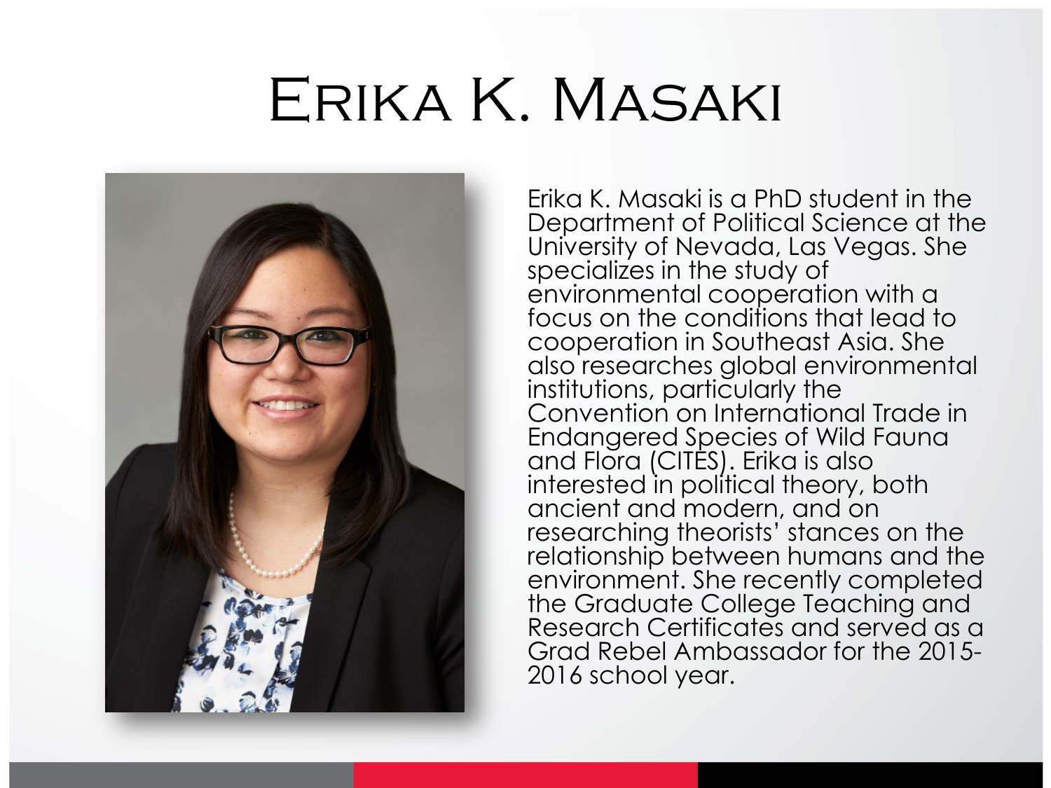# Erika K. Masaki

Erika K. Masaki is a PhD student in the Department of Political Science at the University of Nevada, Las Vegas. She specializes in the study of environmental cooperation with a focus on the conditions that lead to cooperation in Southeast Asia. She also researches global environmental institutions, particularly the Convention on International Trade in Endangered Species of Wild Fauna and Flora (CITES). Erika is also interested in political theory, both ancient and modern, and on researching theorists' stances on the relationship between humans and the environment. She recently completed the Graduate College Teaching and Research Certificates and served as a Grad Rebel Ambassador for the 2015-2016 school year.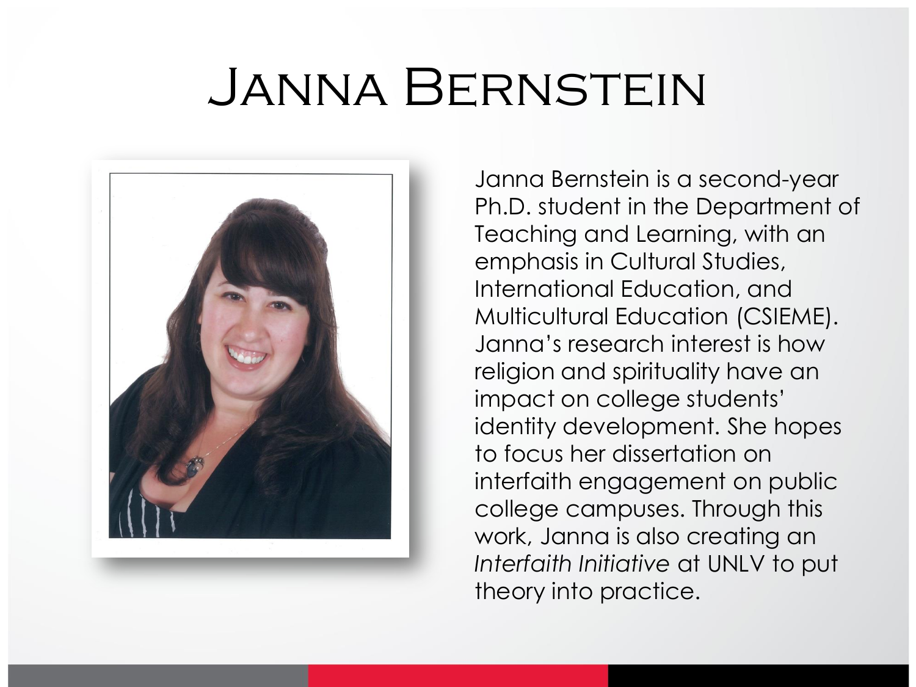# Janna Bernstein

Janna Bernstein is a second-year Ph.D. student in the Department of Teaching and Learning, with an emphasis in Cultural Studies, International Education, and Multicultural Education (CSIEME). Janna's research interest is how religion and spirituality have an impact on college students' identity development. She hopes to focus her dissertation on interfaith engagement on public college campuses. Through this work, Janna is also creating an *Interfaith Initiative* at UNLV to put theory into practice.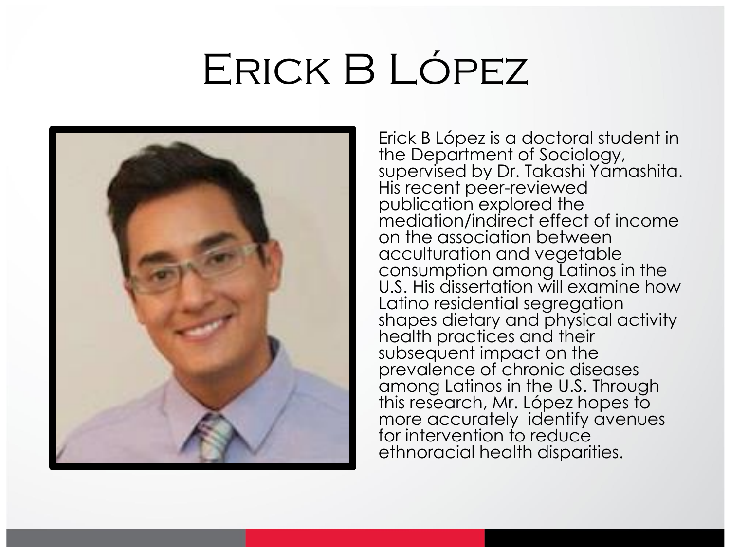# Erick B López

Erick B López is a doctoral student in the Department of Sociology, supervised by Dr. Takashi Yamashita. His recent peer-reviewed publication explored the mediation/indirect effect of income on the association between acculturation and vegetable consumption among Latinos in the U.S. His dissertation will examine how Latino residential segregation shapes dietary and physical activity health practices and their subsequent impact on the prevalence of chronic diseases among Latinos in the U.S. Through this research, Mr. López hopes to more accurately identify avenues for intervention to reduce ethnoracial health disparities.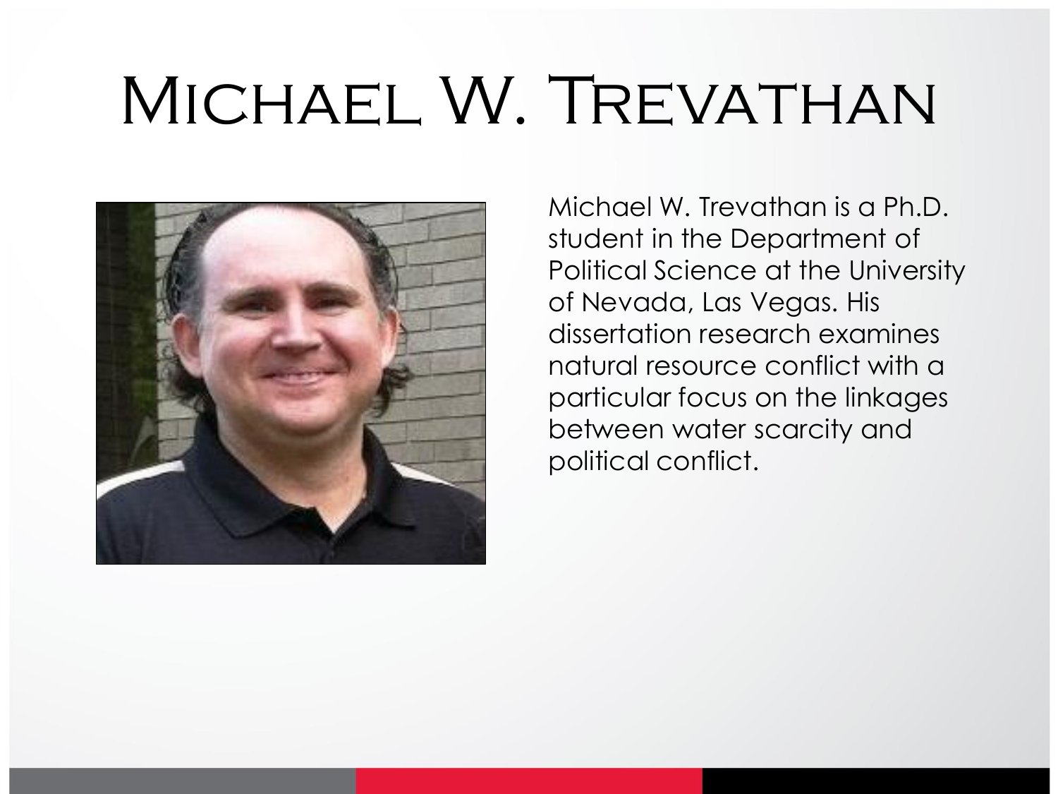# Michael W. Trevathan

Michael W. Trevathan is a Ph.D. student in the Department of Political Science at the University of Nevada, Las Vegas. His dissertation research examines natural resource conflict with a particular focus on the linkages between water scarcity and political conflict.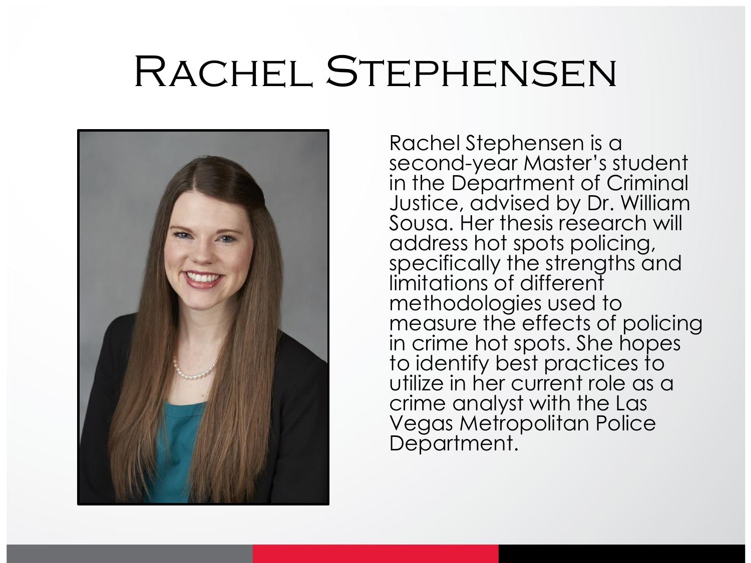# Rachel Stephensen

Rachel Stephensen is a second-year Master's student in the Department of Criminal Justice, advised by Dr. William Sousa. Her thesis research will address hot spots policing, specifically the strengths and limitations of different methodologies used to measure the effects of policing in crime hot spots. She hopes to identify best practices to utilize in her current role as a crime analyst with the Las Vegas Metropolitan Police Department.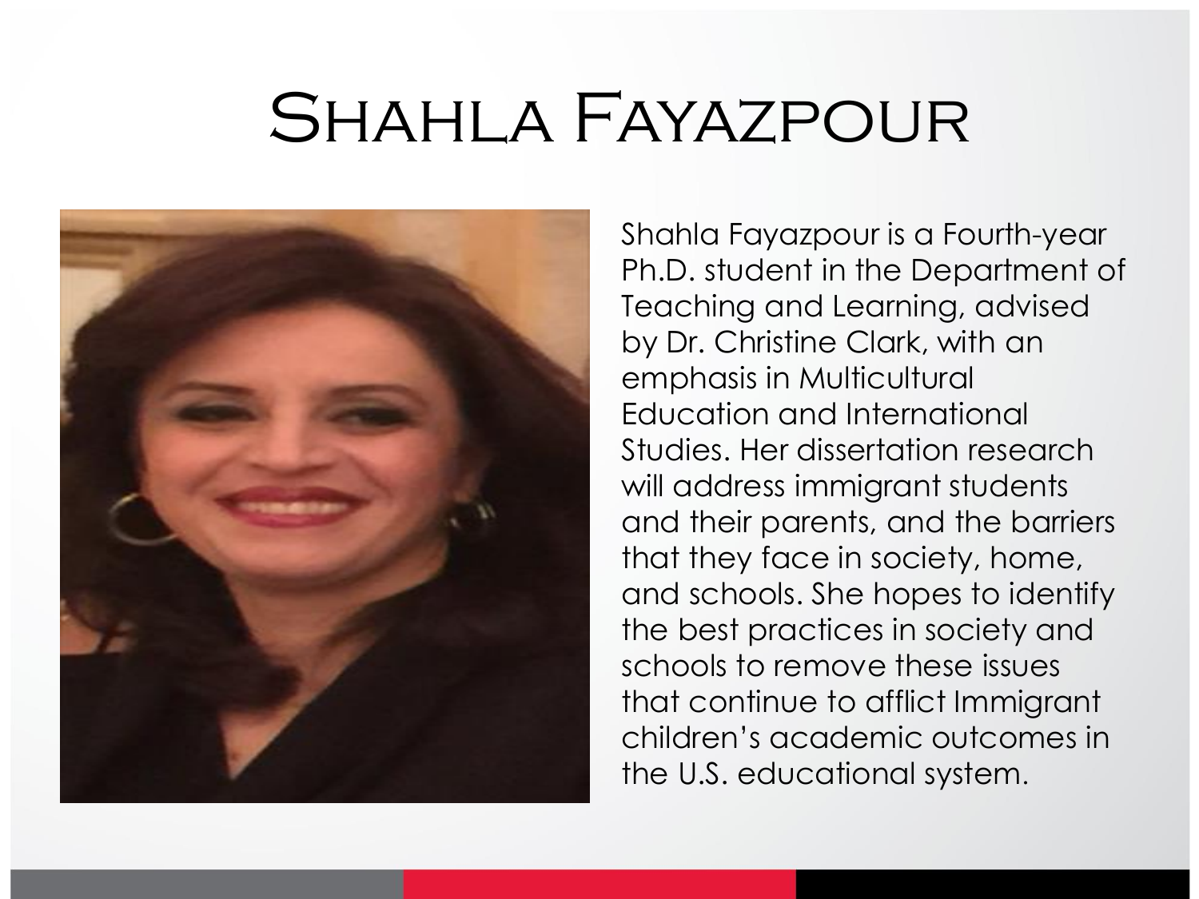# Shahla Fayazpour

Shahla Fayazpour is a Fourth-year Ph.D. student in the Department of Teaching and Learning, advised by Dr. Christine Clark, with an emphasis in Multicultural Education and International Studies. Her dissertation research will address immigrant students and their parents, and the barriers that they face in society, home, and schools. She hopes to identify the best practices in society and schools to remove these issues that continue to afflict Immigrant children's academic outcomes in the U.S. educational system.